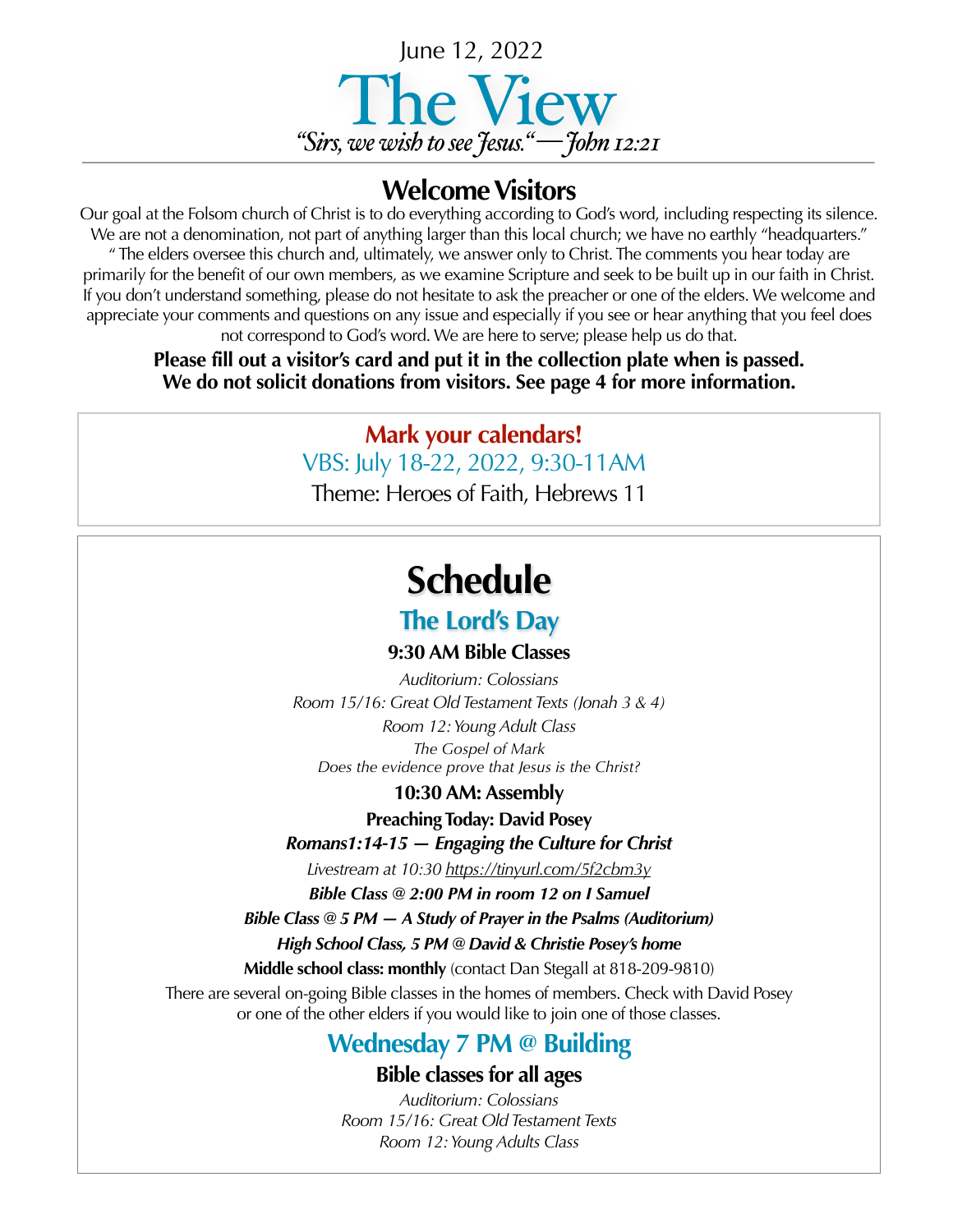June 12, 2022

# The View

*"Sirs, we wish to see Jesus."—John 12:21*

## Welcome Visitors

Our goal at the Folsom church of Christ is to do everything according to God's word, including respecting its silence. We are not a denomination, not part of anything larger than this local church; we have no earthly "headquarters." " The elders oversee this church and, ultimately, we answer only to Christ. The comments you hear today are primarily for the benefit of our own members, as we examine Scripture and seek to be built up in our faith in Christ. If you don't understand something, please do not hesitate to ask the preacher or one of the elders. We welcome and appreciate your comments and questions on any issue and especially if you see or hear anything that you feel does not correspond to God's word. We are here to serve; please help us do that.

**Please fill out a visitor's card and put it in the collection plate when is passed. We do not solicit donations from visitors. See page 4 for more information.**

**Mark your calendars!**

VBS: July 18-22, 2022, 9:30-11AM

Theme: Heroes of Faith, Hebrews 11

# Schedule

## The Lord's Day

**9:30 AM Bible Classes**

*Auditorium: Colossians*

*Room 15/16: Great Old Testament Texts (Jonah 3 & 4)*

*Room 12: Young Adult Class*

*The Gospel of Mark*
*Does the evidence prove that Jesus is the Christ?*

**10:30 AM: Assembly**

**Preaching Today: David Posey**

***Romans1:14-15 — Engaging the Culture for Christ***

*Livestream at 10:30 https://tinyurl.com/5f2cbm3y*

***Bible Class @ 2:00 PM in room 12 on I Samuel***

***Bible Class @ 5 PM — A Study of Prayer in the Psalms (Auditorium)***

***High School Class, 5 PM @ David & Christie Posey's home***

**Middle school class: monthly** (contact Dan Stegall at 818-209-9810)

There are several on-going Bible classes in the homes of members. Check with David Posey or one of the other elders if you would like to join one of those classes.

## Wednesday 7 PM @ Building

**Bible classes for all ages**

*Auditorium: Colossians*
*Room 15/16: Great Old Testament Texts*
*Room 12: Young Adults Class*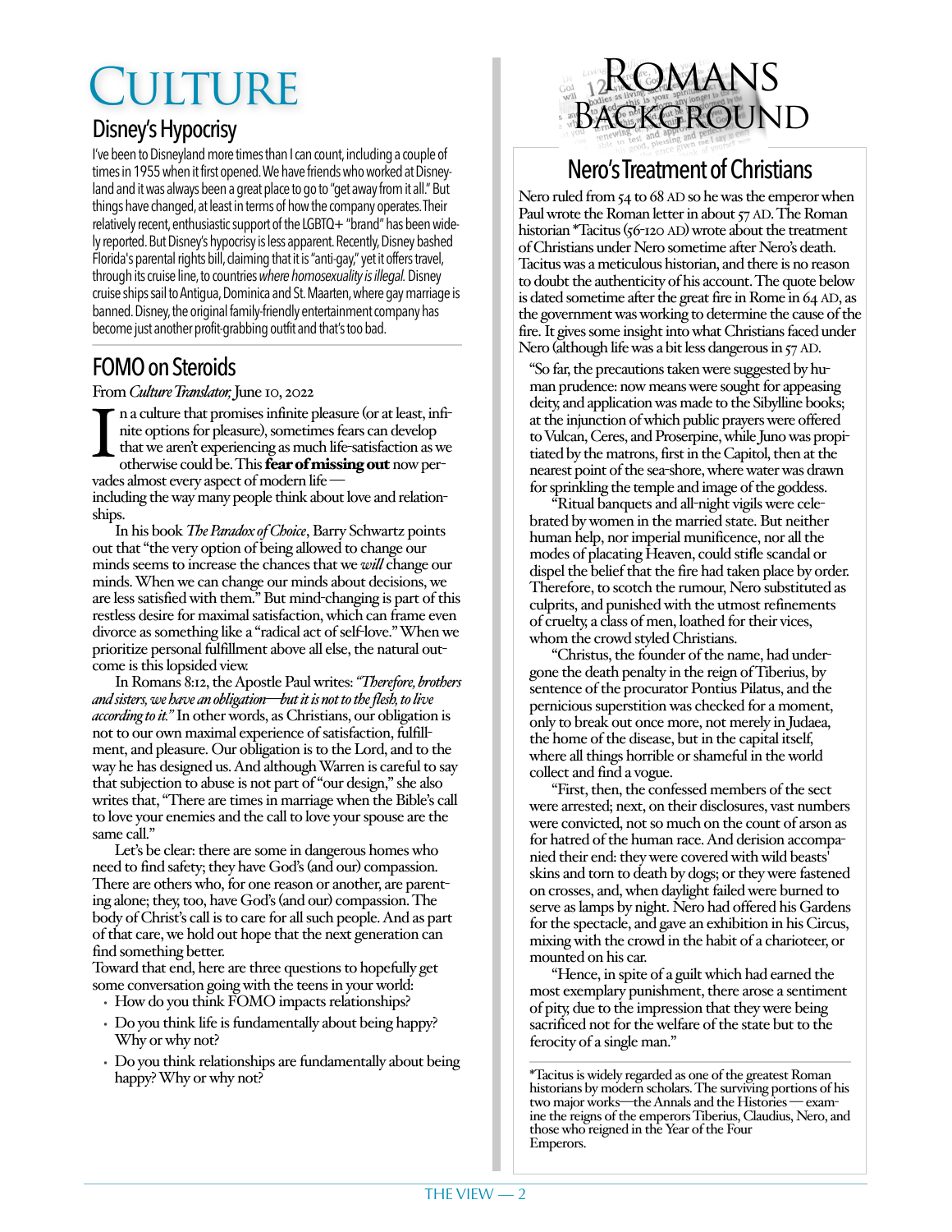# Culture

## Disney's Hypocrisy

I've been to Disneyland more times than I can count, including a couple of times in 1955 when it first opened. We have friends who worked at Disneyland and it was always been a great place to go to "get away from it all." But things have changed, at least in terms of how the company operates. Their relatively recent, enthusiastic support of the LGBTQ+ "brand" has been widely reported. But Disney's hypocrisy is less apparent. Recently, Disney bashed Florida's parental rights bill, claiming that it is "anti-gay," yet it offers travel, through its cruise line, to countries *where homosexuality is illegal.* Disney cruise ships sail to Antigua, Dominica and St. Maarten, where gay marriage is banned. Disney, the original family-friendly entertainment company has become just another profit-grabbing outfit and that's too bad.

## FOMO on Steroids

From *Culture Translator,* June 10, 2022

In a culture that promises infinite pleasure (or at least, infinite options for pleasure), sometimes fears can develop that we aren't experiencing as much life-satisfaction as we otherwise could be. This **fear of missing out** now pervades almost every aspect of modern life — including the way many people think about love and relationships.

In his book *The Paradox of Choice*, Barry Schwartz points out that "the very option of being allowed to change our minds seems to increase the chances that we *will* change our minds. When we can change our minds about decisions, we are less satisfied with them." But mind-changing is part of this restless desire for maximal satisfaction, which can frame even divorce as something like a "radical act of self-love." When we prioritize personal fulfillment above all else, the natural outcome is this lopsided view.

In Romans 8:12, the Apostle Paul writes: *"Therefore, brothers and sisters, we have an obligation—but it is not to the flesh, to live according to it."* In other words, as Christians, our obligation is not to our own maximal experience of satisfaction, fulfillment, and pleasure. Our obligation is to the Lord, and to the way he has designed us. And although Warren is careful to say that subjection to abuse is not part of "our design," she also writes that, "There are times in marriage when the Bible's call to love your enemies and the call to love your spouse are the same call."

Let's be clear: there are some in dangerous homes who need to find safety; they have God's (and our) compassion. There are others who, for one reason or another, are parenting alone; they, too, have God's (and our) compassion. The body of Christ's call is to care for all such people. And as part of that care, we hold out hope that the next generation can find something better.

Toward that end, here are three questions to hopefully get some conversation going with the teens in your world:

- How do you think FOMO impacts relationships?
- Do you think life is fundamentally about being happy? Why or why not?
- Do you think relationships are fundamentally about being happy? Why or why not?

# Romans Background

## Nero's Treatment of Christians

Nero ruled from 54 to 68 AD so he was the emperor when Paul wrote the Roman letter in about 57 AD. The Roman historian *Tacitus (56-120 AD) wrote about the treatment of Christians under Nero sometime after Nero's death. Tacitus was a meticulous historian, and there is no reason to doubt the authenticity of his account. The quote below is dated sometime after the great fire in Rome in 64 AD, as the government was working to determine the cause of the fire. It gives some insight into what Christians faced under Nero (although life was a bit less dangerous in 57 AD.

"So far, the precautions taken were suggested by human prudence: now means were sought for appeasing deity, and application was made to the Sibylline books; at the injunction of which public prayers were offered to Vulcan, Ceres, and Proserpine, while Juno was propitiated by the matrons, first in the Capitol, then at the nearest point of the sea-shore, where water was drawn for sprinkling the temple and image of the goddess.

"Ritual banquets and all-night vigils were celebrated by women in the married state. But neither human help, nor imperial munificence, nor all the modes of placating Heaven, could stifle scandal or dispel the belief that the fire had taken place by order. Therefore, to scotch the rumour, Nero substituted as culprits, and punished with the utmost refinements of cruelty, a class of men, loathed for their vices, whom the crowd styled Christians.

"Christus, the founder of the name, had undergone the death penalty in the reign of Tiberius, by sentence of the procurator Pontius Pilatus, and the pernicious superstition was checked for a moment, only to break out once more, not merely in Judaea, the home of the disease, but in the capital itself, where all things horrible or shameful in the world collect and find a vogue.

"First, then, the confessed members of the sect were arrested; next, on their disclosures, vast numbers were convicted, not so much on the count of arson as for hatred of the human race. And derision accompanied their end: they were covered with wild beasts' skins and torn to death by dogs; or they were fastened on crosses, and, when daylight failed were burned to serve as lamps by night. Nero had offered his Gardens for the spectacle, and gave an exhibition in his Circus, mixing with the crowd in the habit of a charioteer, or mounted on his car.

"Hence, in spite of a guilt which had earned the most exemplary punishment, there arose a sentiment of pity, due to the impression that they were being sacrificed not for the welfare of the state but to the ferocity of a single man."

*Tacitus is widely regarded as one of the greatest Roman historians by modern scholars. The surviving portions of his two major works—the Annals and the Histories — examine the reigns of the emperors Tiberius, Claudius, Nero, and those who reigned in the Year of the Four Emperors.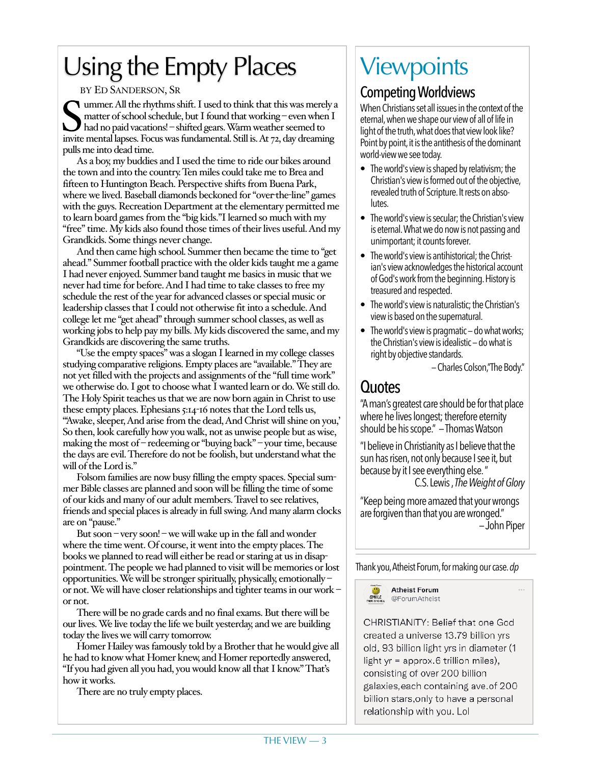# Using the Empty Places

BY ED SANDERSON, SR

Summer. All the rhythms shift. I used to think that this was merely a matter of school schedule, but I found that working – even when I had no paid vacations! – shifted gears. Warm weather seemed to invite mental lapses. Focus was fundamental. Still is. At 72, day dreaming pulls me into dead time.

As a boy, my buddies and I used the time to ride our bikes around the town and into the country. Ten miles could take me to Brea and fifteen to Huntington Beach. Perspective shifts from Buena Park, where we lived. Baseball diamonds beckoned for "over-the-line" games with the guys. Recreation Department at the elementary permitted me to learn board games from the "big kids." I learned so much with my "free" time. My kids also found those times of their lives useful. And my Grandkids. Some things never change.

And then came high school. Summer then became the time to "get ahead." Summer football practice with the older kids taught me a game I had never enjoyed. Summer band taught me basics in music that we never had time for before. And I had time to take classes to free my schedule the rest of the year for advanced classes or special music or leadership classes that I could not otherwise fit into a schedule. And college let me "get ahead" through summer school classes, as well as working jobs to help pay my bills. My kids discovered the same, and my Grandkids are discovering the same truths.

"Use the empty spaces" was a slogan I learned in my college classes studying comparative religions. Empty places are "available." They are not yet filled with the projects and assignments of the "full time work" we otherwise do. I got to choose what I wanted learn or do. We still do. The Holy Spirit teaches us that we are now born again in Christ to use these empty places. Ephesians 5:14-16 notes that the Lord tells us, "'Awake, sleeper, And arise from the dead, And Christ will shine on you,' So then, look carefully how you walk, not as unwise people but as wise, making the most of – redeeming or "buying back" – your time, because the days are evil. Therefore do not be foolish, but understand what the will of the Lord is."

Folsom families are now busy filling the empty spaces. Special summer Bible classes are planned and soon will be filling the time of some of our kids and many of our adult members. Travel to see relatives, friends and special places is already in full swing. And many alarm clocks are on "pause."

But soon – very soon! – we will wake up in the fall and wonder where the time went. Of course, it went into the empty places. The books we planned to read will either be read or staring at us in disappointment. The people we had planned to visit will be memories or lost opportunities. We will be stronger spiritually, physically, emotionally – or not. We will have closer relationships and tighter teams in our work – or not.

There will be no grade cards and no final exams. But there will be our lives. We live today the life we built yesterday, and we are building today the lives we will carry tomorrow.

Homer Hailey was famously told by a Brother that he would give all he had to know what Homer knew, and Homer reportedly answered, "If you had given all you had, you would know all that I know." That's how it works.

There are no truly empty places.

# Viewpoints

## Competing Worldviews

When Christians set all issues in the context of the eternal, when we shape our view of all of life in light of the truth, what does that view look like? Point by point, it is the antithesis of the dominant world-view we see today.

- The world's view is shaped by relativism; the Christian's view is formed out of the objective, revealed truth of Scripture. It rests on absolutes.
- The world's view is secular; the Christian's view is eternal. What we do now is not passing and unimportant; it counts forever.
- The world's view is antihistorical; the Christian's view acknowledges the historical account of God's work from the beginning. History is treasured and respected.
- The world's view is naturalistic; the Christian's view is based on the supernatural.
- The world's view is pragmatic – do what works; the Christian's view is idealistic – do what is right by objective standards.

– Charles Colson, "The Body."

## Quotes

"A man's greatest care should be for that place where he lives longest; therefore eternity should be his scope." – Thomas Watson

"I believe in Christianity as I believe that the sun has risen, not only because I see it, but because by it I see everything else."
C.S. Lewis, *The Weight of Glory*

"Keep being more amazed that your wrongs are forgiven than that you are wronged."
– John Piper

Thank you, Atheist Forum, for making our case. *dp*

Atheist Forum
@ForumAtheist

CHRISTIANITY: Belief that one God created a universe 13.79 billion yrs old, 93 billion light yrs in diameter (1 light yr = approx.6 trillion miles), consisting of over 200 billion galaxies,each containing ave.of 200 billion stars,only to have a personal relationship with you. Lol